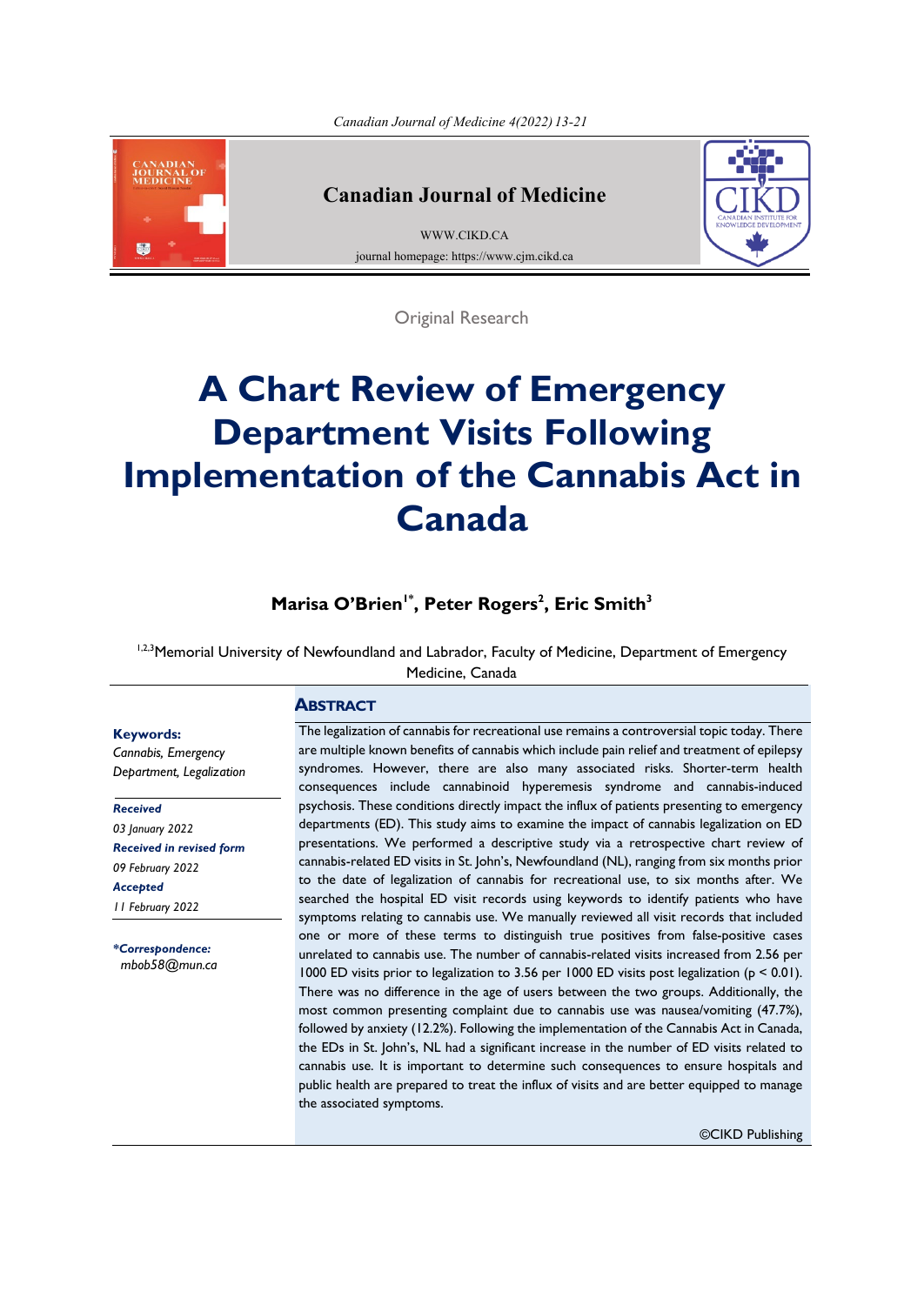Original Research

# A Chart Review of Emergency Department Visits Following Implementation of the Cannabis Act in Canada

**Marisa O'Brien[1*], Peter Rogers[2], Eric Smith[3]**

[1,2,3]Memorial University of Newfoundland and Labrador, Faculty of Medicine, Department of Emergency Medicine, Canada

**Keywords:**
*Cannabis, Emergency Department, Legalization*

***Received***
*03 January 2022*
***Received in revised form***
*09 February 2022*
***Accepted***
*11 February 2022*

***\*Correspondence:***
*mbob58@mun.ca*

## Abstract

The legalization of cannabis for recreational use remains a controversial topic today. There are multiple known benefits of cannabis which include pain relief and treatment of epilepsy syndromes. However, there are also many associated risks. Shorter-term health consequences include cannabinoid hyperemesis syndrome and cannabis-induced psychosis. These conditions directly impact the influx of patients presenting to emergency departments (ED). This study aims to examine the impact of cannabis legalization on ED presentations. We performed a descriptive study via a retrospective chart review of cannabis-related ED visits in St. John's, Newfoundland (NL), ranging from six months prior to the date of legalization of cannabis for recreational use, to six months after. We searched the hospital ED visit records using keywords to identify patients who have symptoms relating to cannabis use. We manually reviewed all visit records that included one or more of these terms to distinguish true positives from false-positive cases unrelated to cannabis use. The number of cannabis-related visits increased from 2.56 per 1000 ED visits prior to legalization to 3.56 per 1000 ED visits post legalization ($p < 0.01$). There was no difference in the age of users between the two groups. Additionally, the most common presenting complaint due to cannabis use was nausea/vomiting (47.7%), followed by anxiety (12.2%). Following the implementation of the Cannabis Act in Canada, the EDs in St. John's, NL had a significant increase in the number of ED visits related to cannabis use. It is important to determine such consequences to ensure hospitals and public health are prepared to treat the influx of visits and are better equipped to manage the associated symptoms.

©CIKD Publishing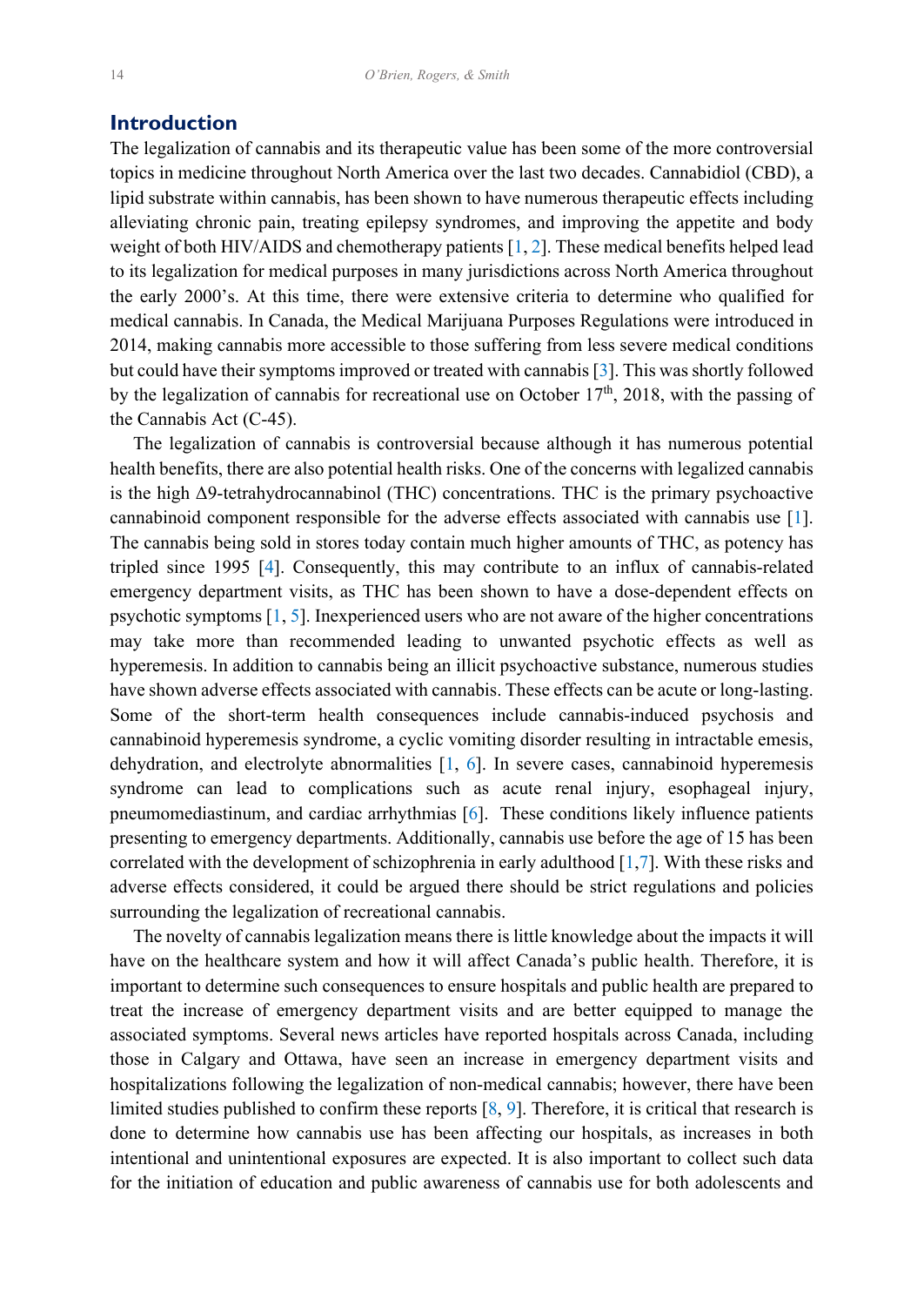## Introduction

The legalization of cannabis and its therapeutic value has been some of the more controversial topics in medicine throughout North America over the last two decades. Cannabidiol (CBD), a lipid substrate within cannabis, has been shown to have numerous therapeutic effects including alleviating chronic pain, treating epilepsy syndromes, and improving the appetite and body weight of both HIV/AIDS and chemotherapy patients [1, 2]. These medical benefits helped lead to its legalization for medical purposes in many jurisdictions across North America throughout the early 2000's. At this time, there were extensive criteria to determine who qualified for medical cannabis. In Canada, the Medical Marijuana Purposes Regulations were introduced in 2014, making cannabis more accessible to those suffering from less severe medical conditions but could have their symptoms improved or treated with cannabis [3]. This was shortly followed by the legalization of cannabis for recreational use on October 17th, 2018, with the passing of the Cannabis Act (C-45).

The legalization of cannabis is controversial because although it has numerous potential health benefits, there are also potential health risks. One of the concerns with legalized cannabis is the high Δ9-tetrahydrocannabinol (THC) concentrations. THC is the primary psychoactive cannabinoid component responsible for the adverse effects associated with cannabis use [1]. The cannabis being sold in stores today contain much higher amounts of THC, as potency has tripled since 1995 [4]. Consequently, this may contribute to an influx of cannabis-related emergency department visits, as THC has been shown to have a dose-dependent effects on psychotic symptoms [1, 5]. Inexperienced users who are not aware of the higher concentrations may take more than recommended leading to unwanted psychotic effects as well as hyperemesis. In addition to cannabis being an illicit psychoactive substance, numerous studies have shown adverse effects associated with cannabis. These effects can be acute or long-lasting. Some of the short-term health consequences include cannabis-induced psychosis and cannabinoid hyperemesis syndrome, a cyclic vomiting disorder resulting in intractable emesis, dehydration, and electrolyte abnormalities [1, 6]. In severe cases, cannabinoid hyperemesis syndrome can lead to complications such as acute renal injury, esophageal injury, pneumomediastinum, and cardiac arrhythmias [6]. These conditions likely influence patients presenting to emergency departments. Additionally, cannabis use before the age of 15 has been correlated with the development of schizophrenia in early adulthood [1,7]. With these risks and adverse effects considered, it could be argued there should be strict regulations and policies surrounding the legalization of recreational cannabis.

The novelty of cannabis legalization means there is little knowledge about the impacts it will have on the healthcare system and how it will affect Canada's public health. Therefore, it is important to determine such consequences to ensure hospitals and public health are prepared to treat the increase of emergency department visits and are better equipped to manage the associated symptoms. Several news articles have reported hospitals across Canada, including those in Calgary and Ottawa, have seen an increase in emergency department visits and hospitalizations following the legalization of non-medical cannabis; however, there have been limited studies published to confirm these reports [8, 9]. Therefore, it is critical that research is done to determine how cannabis use has been affecting our hospitals, as increases in both intentional and unintentional exposures are expected. It is also important to collect such data for the initiation of education and public awareness of cannabis use for both adolescents and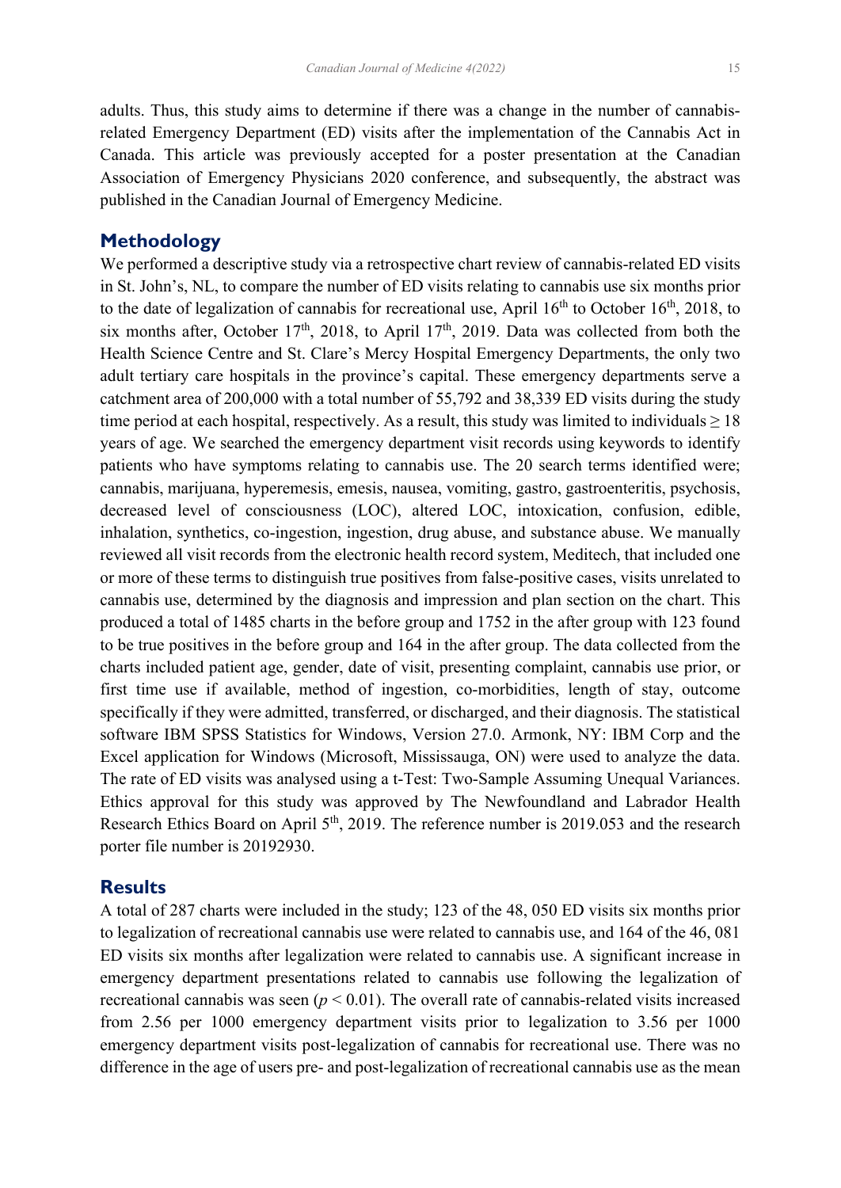adults. Thus, this study aims to determine if there was a change in the number of cannabis-related Emergency Department (ED) visits after the implementation of the Cannabis Act in Canada. This article was previously accepted for a poster presentation at the Canadian Association of Emergency Physicians 2020 conference, and subsequently, the abstract was published in the Canadian Journal of Emergency Medicine.

## Methodology

We performed a descriptive study via a retrospective chart review of cannabis-related ED visits in St. John's, NL, to compare the number of ED visits relating to cannabis use six months prior to the date of legalization of cannabis for recreational use, April 16th to October 16th, 2018, to six months after, October 17th, 2018, to April 17th, 2019. Data was collected from both the Health Science Centre and St. Clare's Mercy Hospital Emergency Departments, the only two adult tertiary care hospitals in the province's capital. These emergency departments serve a catchment area of 200,000 with a total number of 55,792 and 38,339 ED visits during the study time period at each hospital, respectively. As a result, this study was limited to individuals ≥ 18 years of age. We searched the emergency department visit records using keywords to identify patients who have symptoms relating to cannabis use. The 20 search terms identified were; cannabis, marijuana, hyperemesis, emesis, nausea, vomiting, gastro, gastroenteritis, psychosis, decreased level of consciousness (LOC), altered LOC, intoxication, confusion, edible, inhalation, synthetics, co-ingestion, ingestion, drug abuse, and substance abuse. We manually reviewed all visit records from the electronic health record system, Meditech, that included one or more of these terms to distinguish true positives from false-positive cases, visits unrelated to cannabis use, determined by the diagnosis and impression and plan section on the chart. This produced a total of 1485 charts in the before group and 1752 in the after group with 123 found to be true positives in the before group and 164 in the after group. The data collected from the charts included patient age, gender, date of visit, presenting complaint, cannabis use prior, or first time use if available, method of ingestion, co-morbidities, length of stay, outcome specifically if they were admitted, transferred, or discharged, and their diagnosis. The statistical software IBM SPSS Statistics for Windows, Version 27.0. Armonk, NY: IBM Corp and the Excel application for Windows (Microsoft, Mississauga, ON) were used to analyze the data. The rate of ED visits was analysed using a t-Test: Two-Sample Assuming Unequal Variances. Ethics approval for this study was approved by The Newfoundland and Labrador Health Research Ethics Board on April 5th, 2019. The reference number is 2019.053 and the research porter file number is 20192930.

## Results

A total of 287 charts were included in the study; 123 of the 48, 050 ED visits six months prior to legalization of recreational cannabis use were related to cannabis use, and 164 of the 46, 081 ED visits six months after legalization were related to cannabis use. A significant increase in emergency department presentations related to cannabis use following the legalization of recreational cannabis was seen ($p < 0.01$). The overall rate of cannabis-related visits increased from 2.56 per 1000 emergency department visits prior to legalization to 3.56 per 1000 emergency department visits post-legalization of cannabis for recreational use. There was no difference in the age of users pre- and post-legalization of recreational cannabis use as the mean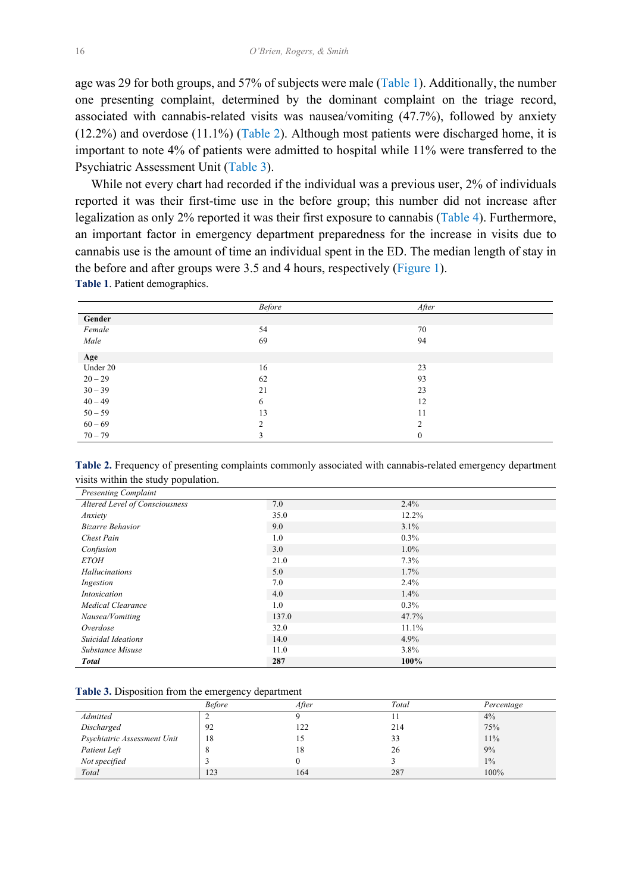age was 29 for both groups, and 57% of subjects were male (Table 1). Additionally, the number one presenting complaint, determined by the dominant complaint on the triage record, associated with cannabis-related visits was nausea/vomiting (47.7%), followed by anxiety (12.2%) and overdose (11.1%) (Table 2). Although most patients were discharged home, it is important to note 4% of patients were admitted to hospital while 11% were transferred to the Psychiatric Assessment Unit (Table 3).

While not every chart had recorded if the individual was a previous user, 2% of individuals reported it was their first-time use in the before group; this number did not increase after legalization as only 2% reported it was their first exposure to cannabis (Table 4). Furthermore, an important factor in emergency department preparedness for the increase in visits due to cannabis use is the amount of time an individual spent in the ED. The median length of stay in the before and after groups were 3.5 and 4 hours, respectively (Figure 1).

**Table 1**. Patient demographics.

| | *Before* | *After* |
|---|---|---|
| **Gender** | | |
| *Female* | 54 | 70 |
| *Male* | 69 | 94 |
| **Age** | | |
| Under 20 | 16 | 23 |
| 20 – 29 | 62 | 93 |
| 30 – 39 | 21 | 23 |
| 40 – 49 | 6 | 12 |
| 50 – 59 | 13 | 11 |
| 60 – 69 | 2 | 2 |
| 70 – 79 | 3 | 0 |

**Table 2.** Frequency of presenting complaints commonly associated with cannabis-related emergency department visits within the study population.

| *Presenting Complaint* | | |
|---|---|---|
| *Altered Level of Consciousness* | 7.0 | 2.4% |
| *Anxiety* | 35.0 | 12.2% |
| *Bizarre Behavior* | 9.0 | 3.1% |
| *Chest Pain* | 1.0 | 0.3% |
| *Confusion* | 3.0 | 1.0% |
| *ETOH* | 21.0 | 7.3% |
| *Hallucinations* | 5.0 | 1.7% |
| *Ingestion* | 7.0 | 2.4% |
| *Intoxication* | 4.0 | 1.4% |
| *Medical Clearance* | 1.0 | 0.3% |
| *Nausea/Vomiting* | 137.0 | 47.7% |
| *Overdose* | 32.0 | 11.1% |
| *Suicidal Ideations* | 14.0 | 4.9% |
| *Substance Misuse* | 11.0 | 3.8% |
| ***Total*** | **287** | **100%** |

**Table 3.** Disposition from the emergency department

| | *Before* | *After* | *Total* | *Percentage* |
|---|---|---|---|---|
| *Admitted* | 2 | 9 | 11 | 4% |
| *Discharged* | 92 | 122 | 214 | 75% |
| *Psychiatric Assessment Unit* | 18 | 15 | 33 | 11% |
| *Patient Left* | 8 | 18 | 26 | 9% |
| *Not specified* | 3 | 0 | 3 | 1% |
| *Total* | 123 | 164 | 287 | 100% |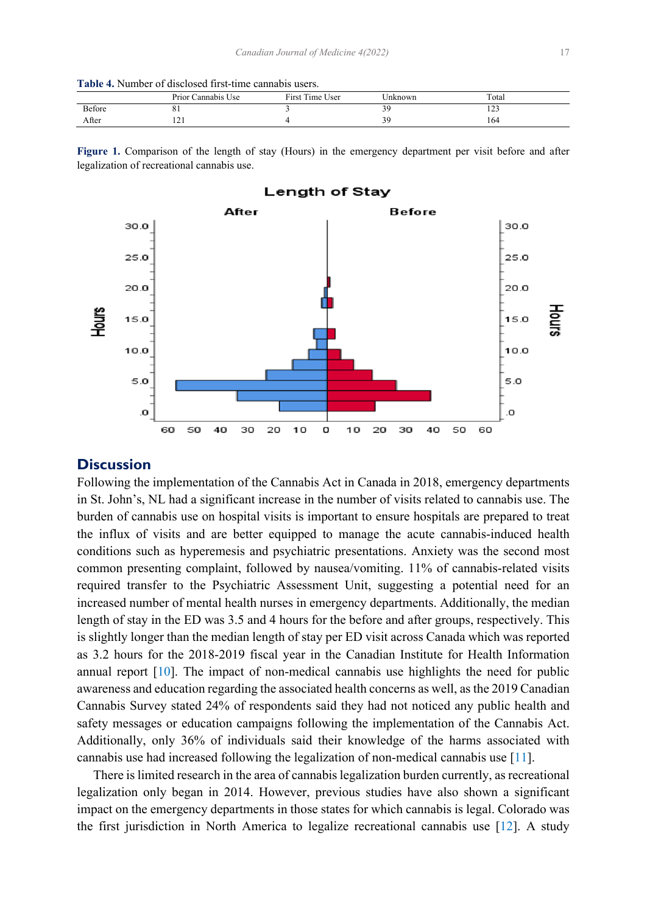**Table 4.** Number of disclosed first-time cannabis users.

| | Prior Cannabis Use | First Time User | Unknown | Total |
|---|---|---|---|---|
| Before | 81 | 3 | 39 | 123 |
| After | 121 | 4 | 39 | 164 |

**Figure 1.** Comparison of the length of stay (Hours) in the emergency department per visit before and after legalization of recreational cannabis use.

## Discussion

Following the implementation of the Cannabis Act in Canada in 2018, emergency departments in St. John's, NL had a significant increase in the number of visits related to cannabis use. The burden of cannabis use on hospital visits is important to ensure hospitals are prepared to treat the influx of visits and are better equipped to manage the acute cannabis-induced health conditions such as hyperemesis and psychiatric presentations. Anxiety was the second most common presenting complaint, followed by nausea/vomiting. 11% of cannabis-related visits required transfer to the Psychiatric Assessment Unit, suggesting a potential need for an increased number of mental health nurses in emergency departments. Additionally, the median length of stay in the ED was 3.5 and 4 hours for the before and after groups, respectively. This is slightly longer than the median length of stay per ED visit across Canada which was reported as 3.2 hours for the 2018-2019 fiscal year in the Canadian Institute for Health Information annual report [10]. The impact of non-medical cannabis use highlights the need for public awareness and education regarding the associated health concerns as well, as the 2019 Canadian Cannabis Survey stated 24% of respondents said they had not noticed any public health and safety messages or education campaigns following the implementation of the Cannabis Act. Additionally, only 36% of individuals said their knowledge of the harms associated with cannabis use had increased following the legalization of non-medical cannabis use [11].

There is limited research in the area of cannabis legalization burden currently, as recreational legalization only began in 2014. However, previous studies have also shown a significant impact on the emergency departments in those states for which cannabis is legal. Colorado was the first jurisdiction in North America to legalize recreational cannabis use [12]. A study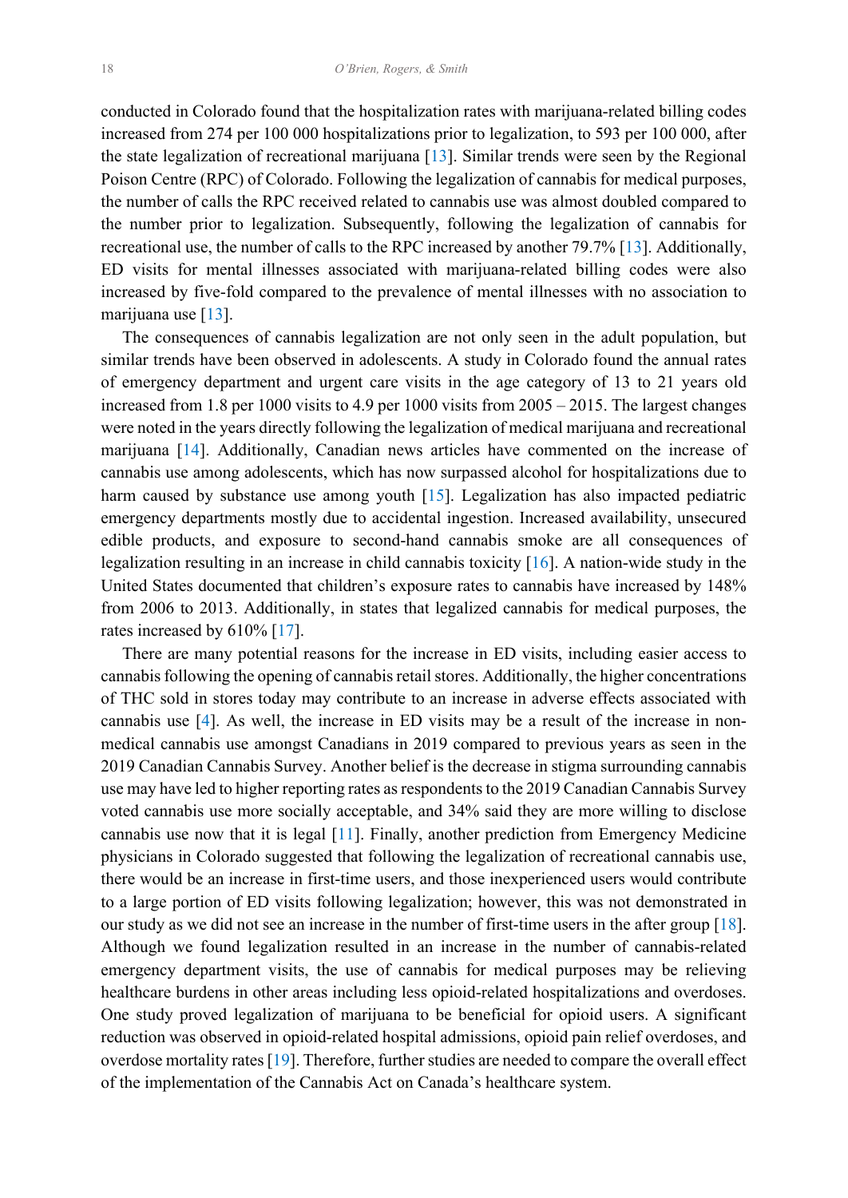conducted in Colorado found that the hospitalization rates with marijuana-related billing codes increased from 274 per 100 000 hospitalizations prior to legalization, to 593 per 100 000, after the state legalization of recreational marijuana [13]. Similar trends were seen by the Regional Poison Centre (RPC) of Colorado. Following the legalization of cannabis for medical purposes, the number of calls the RPC received related to cannabis use was almost doubled compared to the number prior to legalization. Subsequently, following the legalization of cannabis for recreational use, the number of calls to the RPC increased by another 79.7% [13]. Additionally, ED visits for mental illnesses associated with marijuana-related billing codes were also increased by five-fold compared to the prevalence of mental illnesses with no association to marijuana use [13].

The consequences of cannabis legalization are not only seen in the adult population, but similar trends have been observed in adolescents. A study in Colorado found the annual rates of emergency department and urgent care visits in the age category of 13 to 21 years old increased from 1.8 per 1000 visits to 4.9 per 1000 visits from 2005 – 2015. The largest changes were noted in the years directly following the legalization of medical marijuana and recreational marijuana [14]. Additionally, Canadian news articles have commented on the increase of cannabis use among adolescents, which has now surpassed alcohol for hospitalizations due to harm caused by substance use among youth [15]. Legalization has also impacted pediatric emergency departments mostly due to accidental ingestion. Increased availability, unsecured edible products, and exposure to second-hand cannabis smoke are all consequences of legalization resulting in an increase in child cannabis toxicity [16]. A nation-wide study in the United States documented that children's exposure rates to cannabis have increased by 148% from 2006 to 2013. Additionally, in states that legalized cannabis for medical purposes, the rates increased by 610% [17].

There are many potential reasons for the increase in ED visits, including easier access to cannabis following the opening of cannabis retail stores. Additionally, the higher concentrations of THC sold in stores today may contribute to an increase in adverse effects associated with cannabis use [4]. As well, the increase in ED visits may be a result of the increase in non-medical cannabis use amongst Canadians in 2019 compared to previous years as seen in the 2019 Canadian Cannabis Survey. Another belief is the decrease in stigma surrounding cannabis use may have led to higher reporting rates as respondents to the 2019 Canadian Cannabis Survey voted cannabis use more socially acceptable, and 34% said they are more willing to disclose cannabis use now that it is legal [11]. Finally, another prediction from Emergency Medicine physicians in Colorado suggested that following the legalization of recreational cannabis use, there would be an increase in first-time users, and those inexperienced users would contribute to a large portion of ED visits following legalization; however, this was not demonstrated in our study as we did not see an increase in the number of first-time users in the after group [18]. Although we found legalization resulted in an increase in the number of cannabis-related emergency department visits, the use of cannabis for medical purposes may be relieving healthcare burdens in other areas including less opioid-related hospitalizations and overdoses. One study proved legalization of marijuana to be beneficial for opioid users. A significant reduction was observed in opioid-related hospital admissions, opioid pain relief overdoses, and overdose mortality rates [19]. Therefore, further studies are needed to compare the overall effect of the implementation of the Cannabis Act on Canada's healthcare system.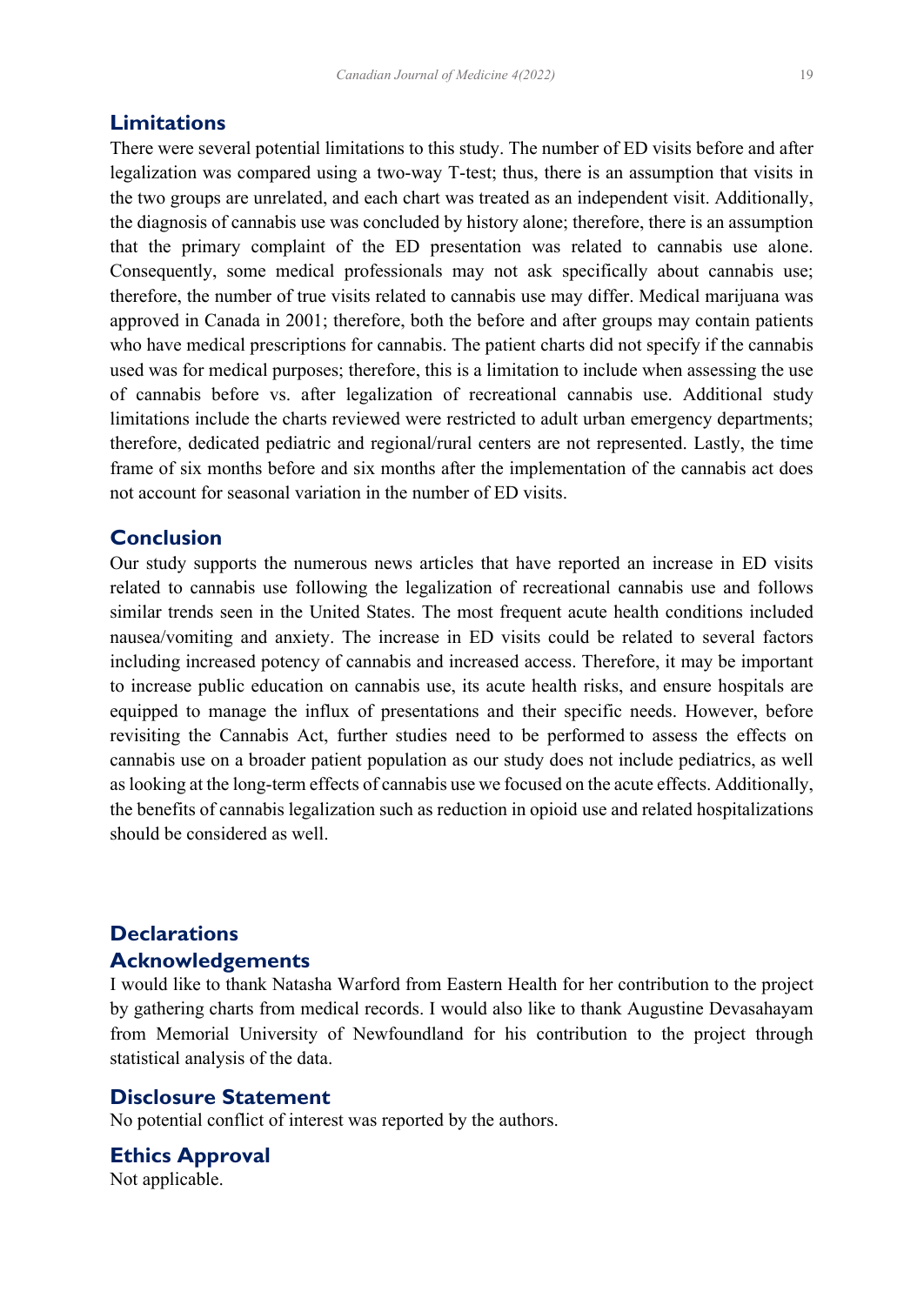## Limitations

There were several potential limitations to this study. The number of ED visits before and after legalization was compared using a two-way T-test; thus, there is an assumption that visits in the two groups are unrelated, and each chart was treated as an independent visit. Additionally, the diagnosis of cannabis use was concluded by history alone; therefore, there is an assumption that the primary complaint of the ED presentation was related to cannabis use alone. Consequently, some medical professionals may not ask specifically about cannabis use; therefore, the number of true visits related to cannabis use may differ. Medical marijuana was approved in Canada in 2001; therefore, both the before and after groups may contain patients who have medical prescriptions for cannabis. The patient charts did not specify if the cannabis used was for medical purposes; therefore, this is a limitation to include when assessing the use of cannabis before vs. after legalization of recreational cannabis use. Additional study limitations include the charts reviewed were restricted to adult urban emergency departments; therefore, dedicated pediatric and regional/rural centers are not represented. Lastly, the time frame of six months before and six months after the implementation of the cannabis act does not account for seasonal variation in the number of ED visits.

## Conclusion

Our study supports the numerous news articles that have reported an increase in ED visits related to cannabis use following the legalization of recreational cannabis use and follows similar trends seen in the United States. The most frequent acute health conditions included nausea/vomiting and anxiety. The increase in ED visits could be related to several factors including increased potency of cannabis and increased access. Therefore, it may be important to increase public education on cannabis use, its acute health risks, and ensure hospitals are equipped to manage the influx of presentations and their specific needs. However, before revisiting the Cannabis Act, further studies need to be performed to assess the effects on cannabis use on a broader patient population as our study does not include pediatrics, as well as looking at the long-term effects of cannabis use we focused on the acute effects. Additionally, the benefits of cannabis legalization such as reduction in opioid use and related hospitalizations should be considered as well.

## Declarations

### Acknowledgements

I would like to thank Natasha Warford from Eastern Health for her contribution to the project by gathering charts from medical records. I would also like to thank Augustine Devasahayam from Memorial University of Newfoundland for his contribution to the project through statistical analysis of the data.

### Disclosure Statement

No potential conflict of interest was reported by the authors.

### Ethics Approval

Not applicable.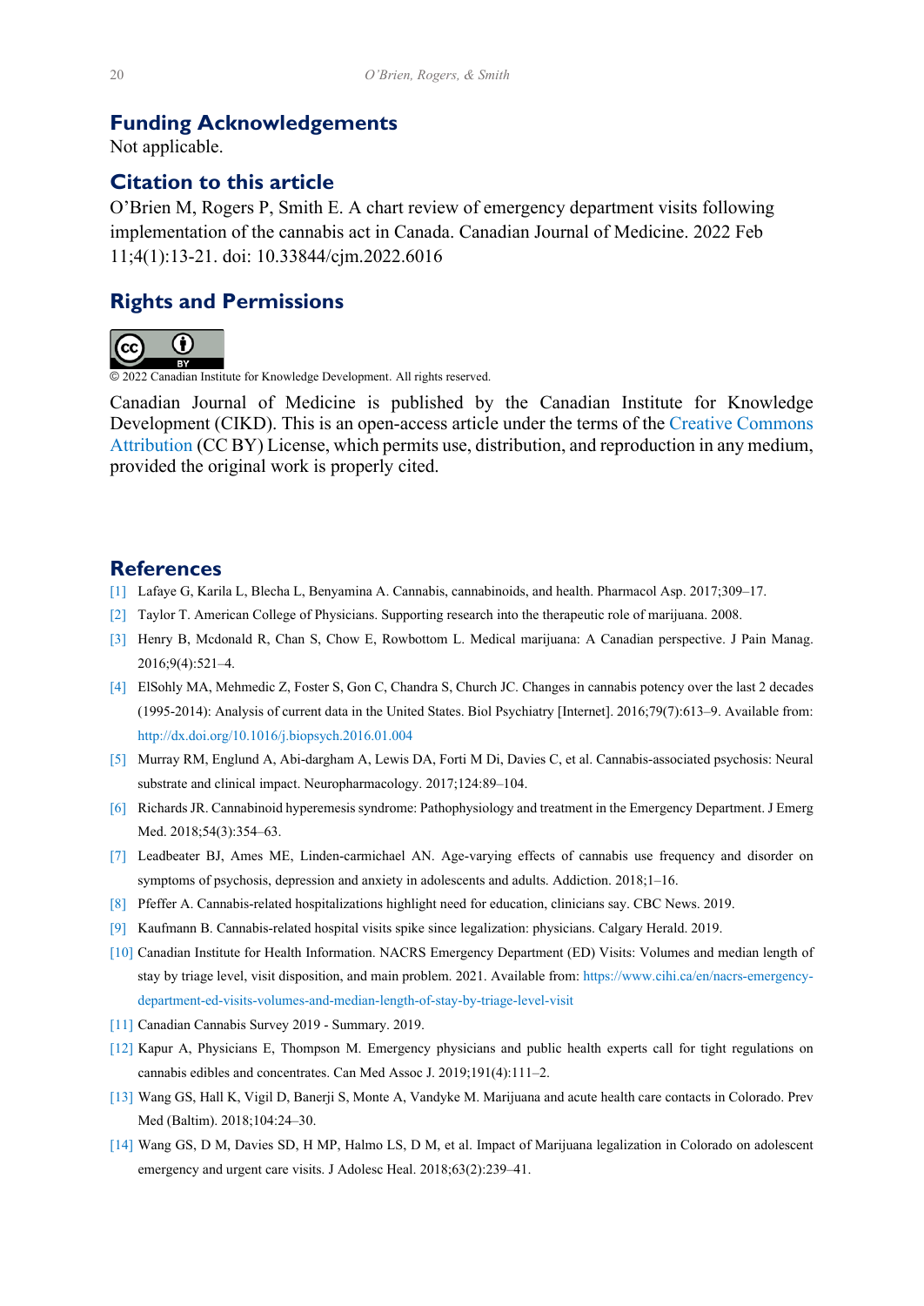## Funding Acknowledgements

Not applicable.

## Citation to this article

O'Brien M, Rogers P, Smith E. A chart review of emergency department visits following implementation of the cannabis act in Canada. Canadian Journal of Medicine. 2022 Feb 11;4(1):13-21. doi: 10.33844/cjm.2022.6016

## Rights and Permissions

© 2022 Canadian Institute for Knowledge Development. All rights reserved.

Canadian Journal of Medicine is published by the Canadian Institute for Knowledge Development (CIKD). This is an open-access article under the terms of the Creative Commons Attribution (CC BY) License, which permits use, distribution, and reproduction in any medium, provided the original work is properly cited.

## References

[1] Lafaye G, Karila L, Blecha L, Benyamina A. Cannabis, cannabinoids, and health. Pharmacol Asp. 2017;309–17.

[2] Taylor T. American College of Physicians. Supporting research into the therapeutic role of marijuana. 2008.

[3] Henry B, Mcdonald R, Chan S, Chow E, Rowbottom L. Medical marijuana: A Canadian perspective. J Pain Manag. 2016;9(4):521–4.

[4] ElSohly MA, Mehmedic Z, Foster S, Gon C, Chandra S, Church JC. Changes in cannabis potency over the last 2 decades (1995-2014): Analysis of current data in the United States. Biol Psychiatry [Internet]. 2016;79(7):613–9. Available from: http://dx.doi.org/10.1016/j.biopsych.2016.01.004

[5] Murray RM, Englund A, Abi-dargham A, Lewis DA, Forti M Di, Davies C, et al. Cannabis-associated psychosis: Neural substrate and clinical impact. Neuropharmacology. 2017;124:89–104.

[6] Richards JR. Cannabinoid hyperemesis syndrome: Pathophysiology and treatment in the Emergency Department. J Emerg Med. 2018;54(3):354–63.

[7] Leadbeater BJ, Ames ME, Linden-carmichael AN. Age-varying effects of cannabis use frequency and disorder on symptoms of psychosis, depression and anxiety in adolescents and adults. Addiction. 2018;1–16.

[8] Pfeffer A. Cannabis-related hospitalizations highlight need for education, clinicians say. CBC News. 2019.

[9] Kaufmann B. Cannabis-related hospital visits spike since legalization: physicians. Calgary Herald. 2019.

[10] Canadian Institute for Health Information. NACRS Emergency Department (ED) Visits: Volumes and median length of stay by triage level, visit disposition, and main problem. 2021. Available from: https://www.cihi.ca/en/nacrs-emergency-department-ed-visits-volumes-and-median-length-of-stay-by-triage-level-visit

[11] Canadian Cannabis Survey 2019 - Summary. 2019.

[12] Kapur A, Physicians E, Thompson M. Emergency physicians and public health experts call for tight regulations on cannabis edibles and concentrates. Can Med Assoc J. 2019;191(4):111–2.

[13] Wang GS, Hall K, Vigil D, Banerji S, Monte A, Vandyke M. Marijuana and acute health care contacts in Colorado. Prev Med (Baltim). 2018;104:24–30.

[14] Wang GS, D M, Davies SD, H MP, Halmo LS, D M, et al. Impact of Marijuana legalization in Colorado on adolescent emergency and urgent care visits. J Adolesc Heal. 2018;63(2):239–41.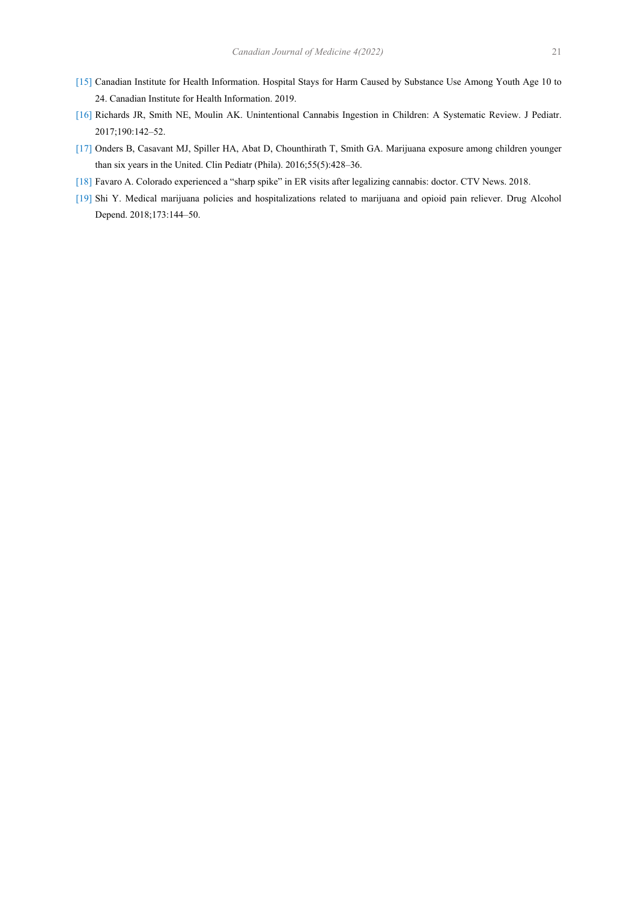[15] Canadian Institute for Health Information. Hospital Stays for Harm Caused by Substance Use Among Youth Age 10 to 24. Canadian Institute for Health Information. 2019.

[16] Richards JR, Smith NE, Moulin AK. Unintentional Cannabis Ingestion in Children: A Systematic Review. J Pediatr. 2017;190:142–52.

[17] Onders B, Casavant MJ, Spiller HA, Abat D, Chounthirath T, Smith GA. Marijuana exposure among children younger than six years in the United. Clin Pediatr (Phila). 2016;55(5):428–36.

[18] Favaro A. Colorado experienced a "sharp spike" in ER visits after legalizing cannabis: doctor. CTV News. 2018.

[19] Shi Y. Medical marijuana policies and hospitalizations related to marijuana and opioid pain reliever. Drug Alcohol Depend. 2018;173:144–50.